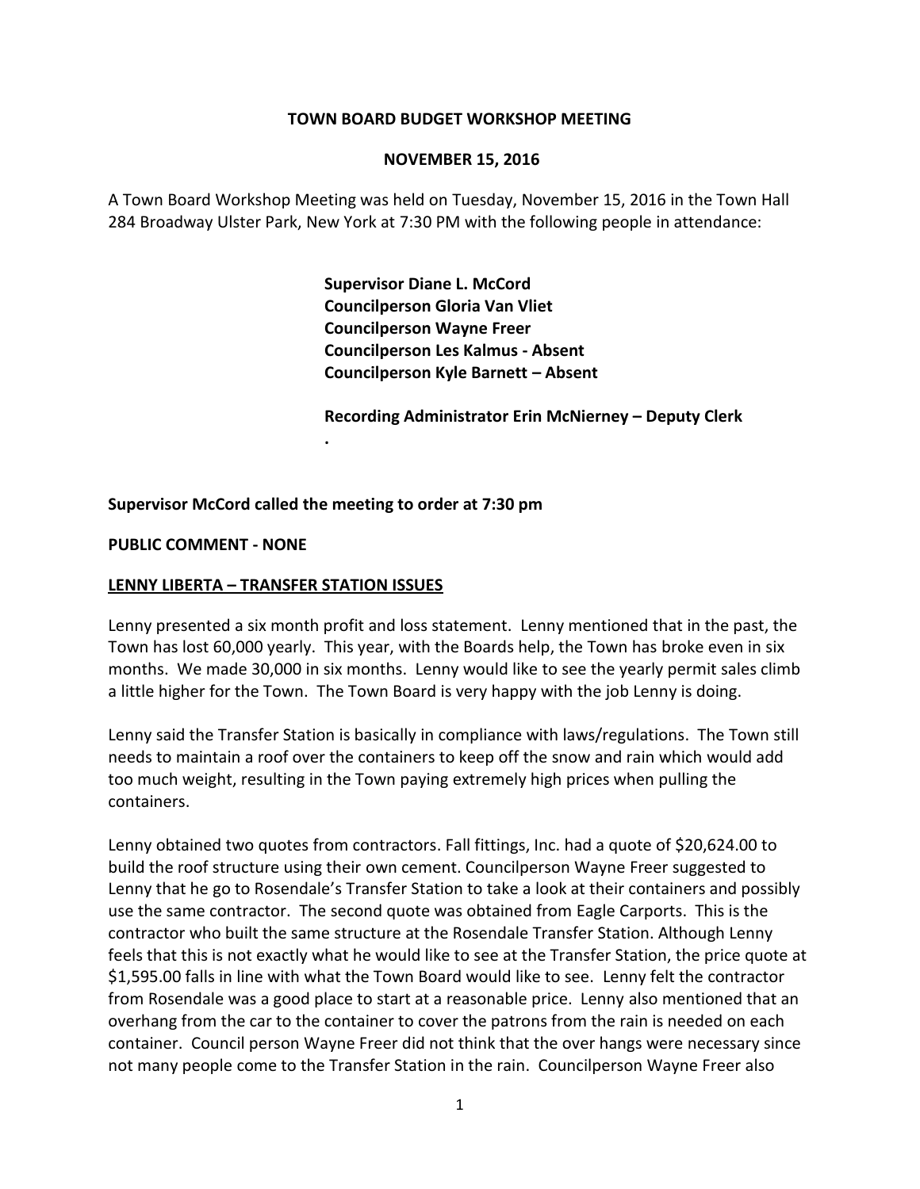**TOWN BOARD BUDGET WORKSHOP MEETING**

**NOVEMBER 15, 2016**

A Town Board Workshop Meeting was held on Tuesday, November 15, 2016 in the Town Hall 284 Broadway Ulster Park, New York at 7:30 PM with the following people in attendance:

**Supervisor Diane L. McCord**
**Councilperson Gloria Van Vliet**
**Councilperson Wayne Freer**
**Councilperson Les Kalmus - Absent**
**Councilperson Kyle Barnett – Absent**

**Recording Administrator Erin McNierney – Deputy Clerk**

**.**

**Supervisor McCord called the meeting to order at 7:30 pm**

**PUBLIC COMMENT - NONE**

**LENNY LIBERTA – TRANSFER STATION ISSUES**

Lenny presented a six month profit and loss statement. Lenny mentioned that in the past, the Town has lost 60,000 yearly. This year, with the Boards help, the Town has broke even in six months. We made 30,000 in six months. Lenny would like to see the yearly permit sales climb a little higher for the Town. The Town Board is very happy with the job Lenny is doing.

Lenny said the Transfer Station is basically in compliance with laws/regulations. The Town still needs to maintain a roof over the containers to keep off the snow and rain which would add too much weight, resulting in the Town paying extremely high prices when pulling the containers.

Lenny obtained two quotes from contractors. Fall fittings, Inc. had a quote of $20,624.00 to build the roof structure using their own cement. Councilperson Wayne Freer suggested to Lenny that he go to Rosendale's Transfer Station to take a look at their containers and possibly use the same contractor. The second quote was obtained from Eagle Carports. This is the contractor who built the same structure at the Rosendale Transfer Station. Although Lenny feels that this is not exactly what he would like to see at the Transfer Station, the price quote at $1,595.00 falls in line with what the Town Board would like to see. Lenny felt the contractor from Rosendale was a good place to start at a reasonable price. Lenny also mentioned that an overhang from the car to the container to cover the patrons from the rain is needed on each container. Council person Wayne Freer did not think that the over hangs were necessary since not many people come to the Transfer Station in the rain. Councilperson Wayne Freer also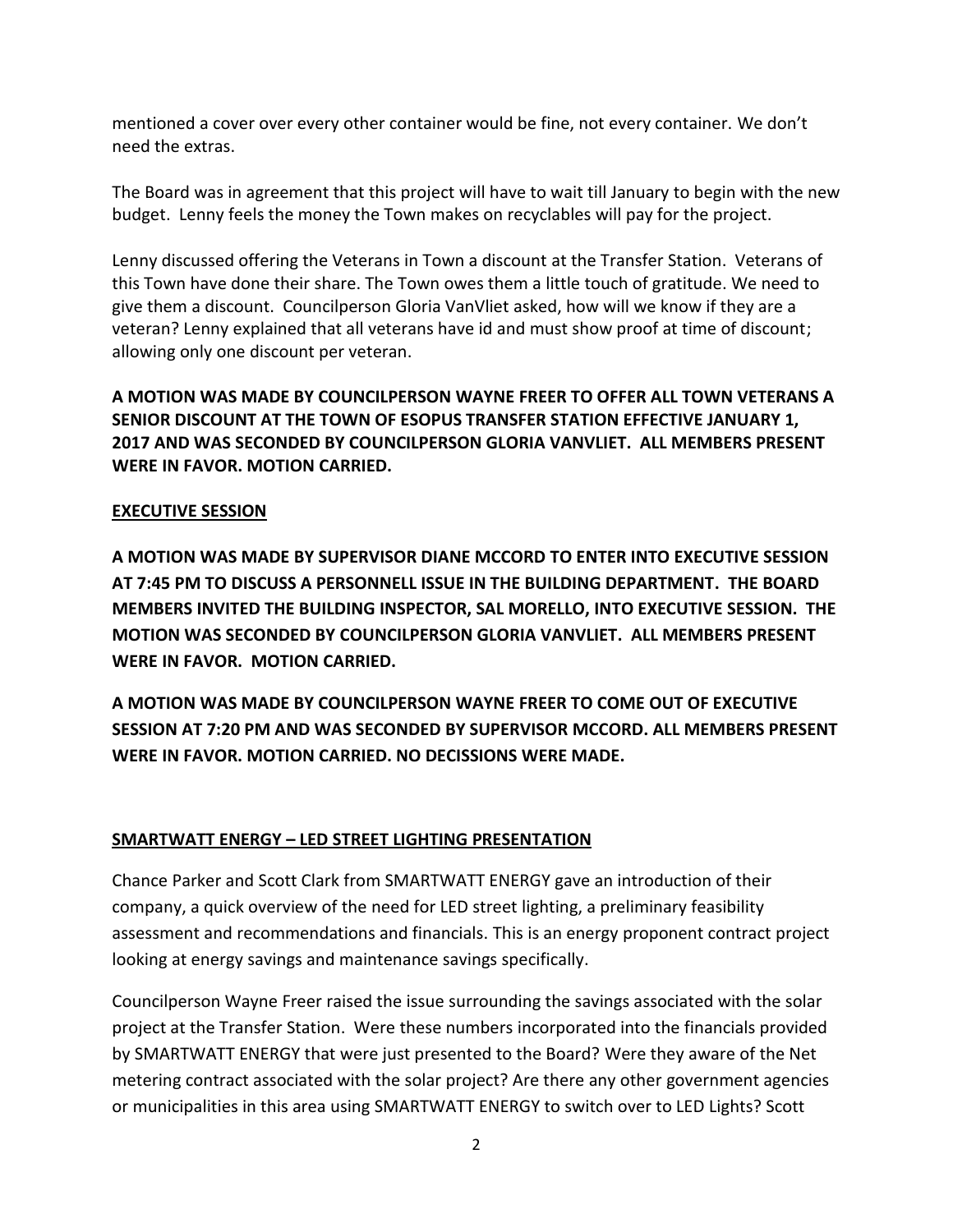mentioned a cover over every other container would be fine, not every container. We don't need the extras.

The Board was in agreement that this project will have to wait till January to begin with the new budget. Lenny feels the money the Town makes on recyclables will pay for the project.

Lenny discussed offering the Veterans in Town a discount at the Transfer Station. Veterans of this Town have done their share. The Town owes them a little touch of gratitude. We need to give them a discount. Councilperson Gloria VanVliet asked, how will we know if they are a veteran? Lenny explained that all veterans have id and must show proof at time of discount; allowing only one discount per veteran.

**A MOTION WAS MADE BY COUNCILPERSON WAYNE FREER TO OFFER ALL TOWN VETERANS A SENIOR DISCOUNT AT THE TOWN OF ESOPUS TRANSFER STATION EFFECTIVE JANUARY 1, 2017 AND WAS SECONDED BY COUNCILPERSON GLORIA VANVLIET. ALL MEMBERS PRESENT WERE IN FAVOR. MOTION CARRIED.**

## EXECUTIVE SESSION

**A MOTION WAS MADE BY SUPERVISOR DIANE MCCORD TO ENTER INTO EXECUTIVE SESSION AT 7:45 PM TO DISCUSS A PERSONNELL ISSUE IN THE BUILDING DEPARTMENT. THE BOARD MEMBERS INVITED THE BUILDING INSPECTOR, SAL MORELLO, INTO EXECUTIVE SESSION. THE MOTION WAS SECONDED BY COUNCILPERSON GLORIA VANVLIET. ALL MEMBERS PRESENT WERE IN FAVOR. MOTION CARRIED.**

**A MOTION WAS MADE BY COUNCILPERSON WAYNE FREER TO COME OUT OF EXECUTIVE SESSION AT 7:20 PM AND WAS SECONDED BY SUPERVISOR MCCORD. ALL MEMBERS PRESENT WERE IN FAVOR. MOTION CARRIED. NO DECISSIONS WERE MADE.**

## SMARTWATT ENERGY – LED STREET LIGHTING PRESENTATION

Chance Parker and Scott Clark from SMARTWATT ENERGY gave an introduction of their company, a quick overview of the need for LED street lighting, a preliminary feasibility assessment and recommendations and financials. This is an energy proponent contract project looking at energy savings and maintenance savings specifically.

Councilperson Wayne Freer raised the issue surrounding the savings associated with the solar project at the Transfer Station. Were these numbers incorporated into the financials provided by SMARTWATT ENERGY that were just presented to the Board? Were they aware of the Net metering contract associated with the solar project? Are there any other government agencies or municipalities in this area using SMARTWATT ENERGY to switch over to LED Lights? Scott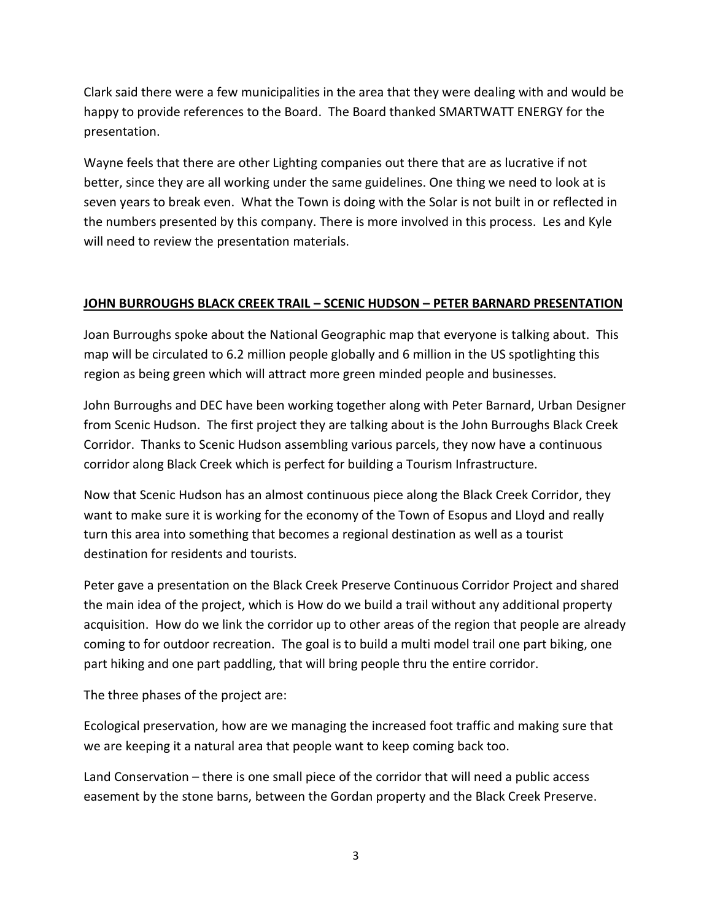Clark said there were a few municipalities in the area that they were dealing with and would be happy to provide references to the Board. The Board thanked SMARTWATT ENERGY for the presentation.

Wayne feels that there are other Lighting companies out there that are as lucrative if not better, since they are all working under the same guidelines. One thing we need to look at is seven years to break even. What the Town is doing with the Solar is not built in or reflected in the numbers presented by this company. There is more involved in this process. Les and Kyle will need to review the presentation materials.

## **JOHN BURROUGHS BLACK CREEK TRAIL – SCENIC HUDSON – PETER BARNARD PRESENTATION**

Joan Burroughs spoke about the National Geographic map that everyone is talking about. This map will be circulated to 6.2 million people globally and 6 million in the US spotlighting this region as being green which will attract more green minded people and businesses.

John Burroughs and DEC have been working together along with Peter Barnard, Urban Designer from Scenic Hudson. The first project they are talking about is the John Burroughs Black Creek Corridor. Thanks to Scenic Hudson assembling various parcels, they now have a continuous corridor along Black Creek which is perfect for building a Tourism Infrastructure.

Now that Scenic Hudson has an almost continuous piece along the Black Creek Corridor, they want to make sure it is working for the economy of the Town of Esopus and Lloyd and really turn this area into something that becomes a regional destination as well as a tourist destination for residents and tourists.

Peter gave a presentation on the Black Creek Preserve Continuous Corridor Project and shared the main idea of the project, which is How do we build a trail without any additional property acquisition. How do we link the corridor up to other areas of the region that people are already coming to for outdoor recreation. The goal is to build a multi model trail one part biking, one part hiking and one part paddling, that will bring people thru the entire corridor.

The three phases of the project are:

Ecological preservation, how are we managing the increased foot traffic and making sure that we are keeping it a natural area that people want to keep coming back too.

Land Conservation – there is one small piece of the corridor that will need a public access easement by the stone barns, between the Gordan property and the Black Creek Preserve.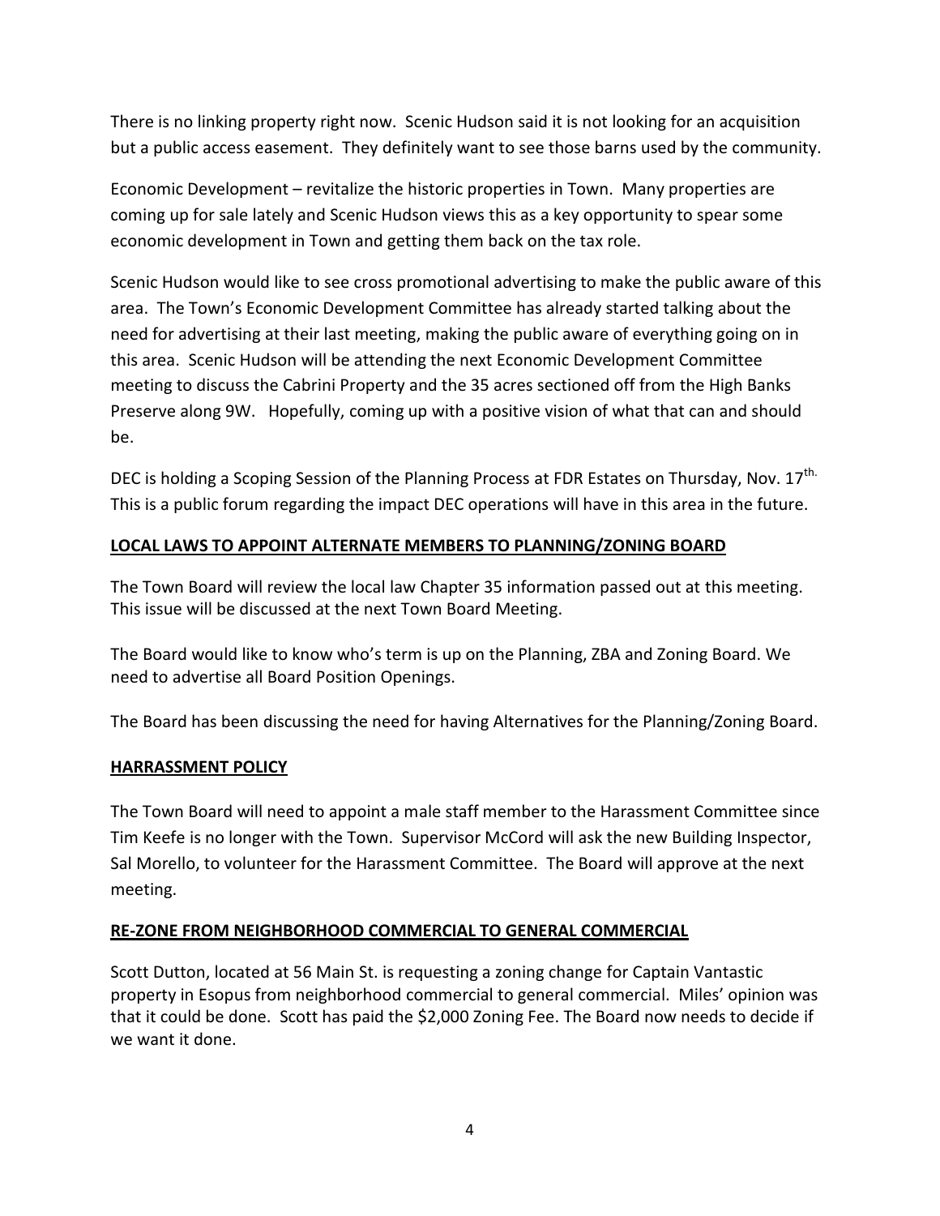There is no linking property right now. Scenic Hudson said it is not looking for an acquisition but a public access easement. They definitely want to see those barns used by the community.

Economic Development – revitalize the historic properties in Town. Many properties are coming up for sale lately and Scenic Hudson views this as a key opportunity to spear some economic development in Town and getting them back on the tax role.

Scenic Hudson would like to see cross promotional advertising to make the public aware of this area. The Town's Economic Development Committee has already started talking about the need for advertising at their last meeting, making the public aware of everything going on in this area. Scenic Hudson will be attending the next Economic Development Committee meeting to discuss the Cabrini Property and the 35 acres sectioned off from the High Banks Preserve along 9W. Hopefully, coming up with a positive vision of what that can and should be.

DEC is holding a Scoping Session of the Planning Process at FDR Estates on Thursday, Nov. 17th. This is a public forum regarding the impact DEC operations will have in this area in the future.

**LOCAL LAWS TO APPOINT ALTERNATE MEMBERS TO PLANNING/ZONING BOARD**

The Town Board will review the local law Chapter 35 information passed out at this meeting. This issue will be discussed at the next Town Board Meeting.

The Board would like to know who's term is up on the Planning, ZBA and Zoning Board. We need to advertise all Board Position Openings.

The Board has been discussing the need for having Alternatives for the Planning/Zoning Board.

**HARRASSMENT POLICY**

The Town Board will need to appoint a male staff member to the Harassment Committee since Tim Keefe is no longer with the Town. Supervisor McCord will ask the new Building Inspector, Sal Morello, to volunteer for the Harassment Committee. The Board will approve at the next meeting.

**RE-ZONE FROM NEIGHBORHOOD COMMERCIAL TO GENERAL COMMERCIAL**

Scott Dutton, located at 56 Main St. is requesting a zoning change for Captain Vantastic property in Esopus from neighborhood commercial to general commercial. Miles' opinion was that it could be done. Scott has paid the $2,000 Zoning Fee. The Board now needs to decide if we want it done.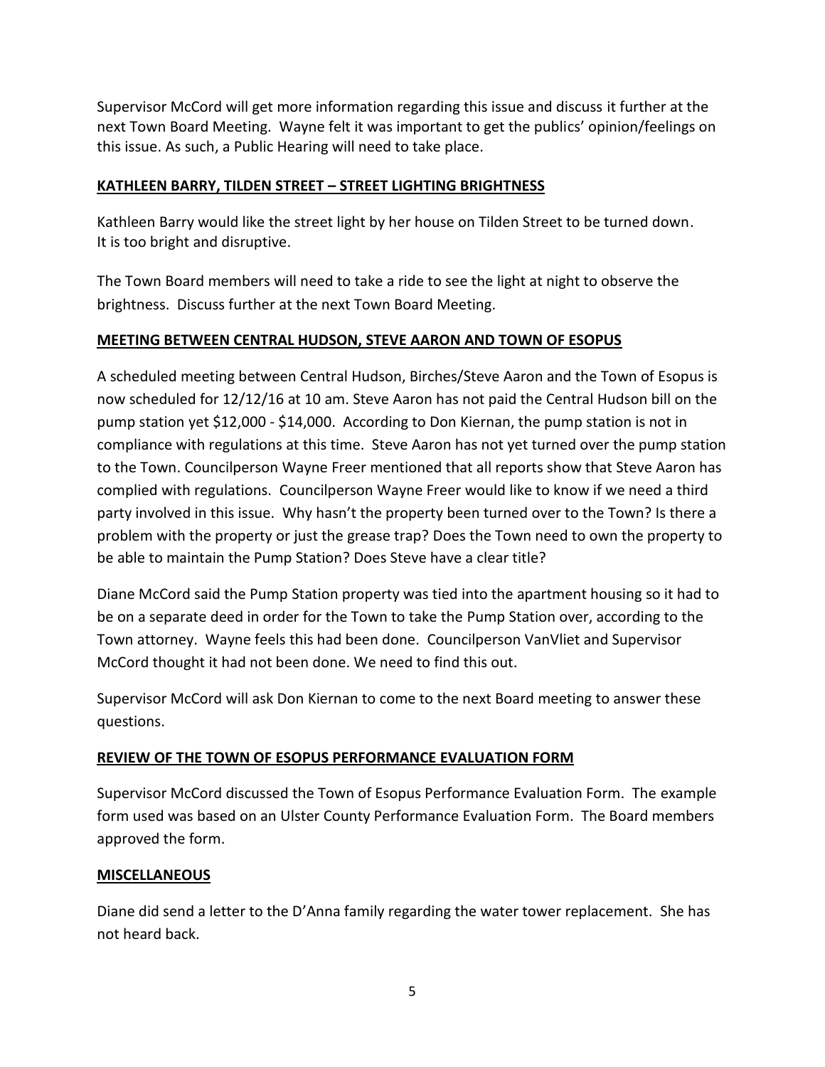Supervisor McCord will get more information regarding this issue and discuss it further at the next Town Board Meeting. Wayne felt it was important to get the publics' opinion/feelings on this issue. As such, a Public Hearing will need to take place.

**KATHLEEN BARRY, TILDEN STREET – STREET LIGHTING BRIGHTNESS**

Kathleen Barry would like the street light by her house on Tilden Street to be turned down. It is too bright and disruptive.

The Town Board members will need to take a ride to see the light at night to observe the brightness. Discuss further at the next Town Board Meeting.

**MEETING BETWEEN CENTRAL HUDSON, STEVE AARON AND TOWN OF ESOPUS**

A scheduled meeting between Central Hudson, Birches/Steve Aaron and the Town of Esopus is now scheduled for 12/12/16 at 10 am. Steve Aaron has not paid the Central Hudson bill on the pump station yet $12,000 - $14,000. According to Don Kiernan, the pump station is not in compliance with regulations at this time. Steve Aaron has not yet turned over the pump station to the Town. Councilperson Wayne Freer mentioned that all reports show that Steve Aaron has complied with regulations. Councilperson Wayne Freer would like to know if we need a third party involved in this issue. Why hasn't the property been turned over to the Town? Is there a problem with the property or just the grease trap? Does the Town need to own the property to be able to maintain the Pump Station? Does Steve have a clear title?

Diane McCord said the Pump Station property was tied into the apartment housing so it had to be on a separate deed in order for the Town to take the Pump Station over, according to the Town attorney. Wayne feels this had been done. Councilperson VanVliet and Supervisor McCord thought it had not been done. We need to find this out.

Supervisor McCord will ask Don Kiernan to come to the next Board meeting to answer these questions.

**REVIEW OF THE TOWN OF ESOPUS PERFORMANCE EVALUATION FORM**

Supervisor McCord discussed the Town of Esopus Performance Evaluation Form. The example form used was based on an Ulster County Performance Evaluation Form. The Board members approved the form.

**MISCELLANEOUS**

Diane did send a letter to the D'Anna family regarding the water tower replacement. She has not heard back.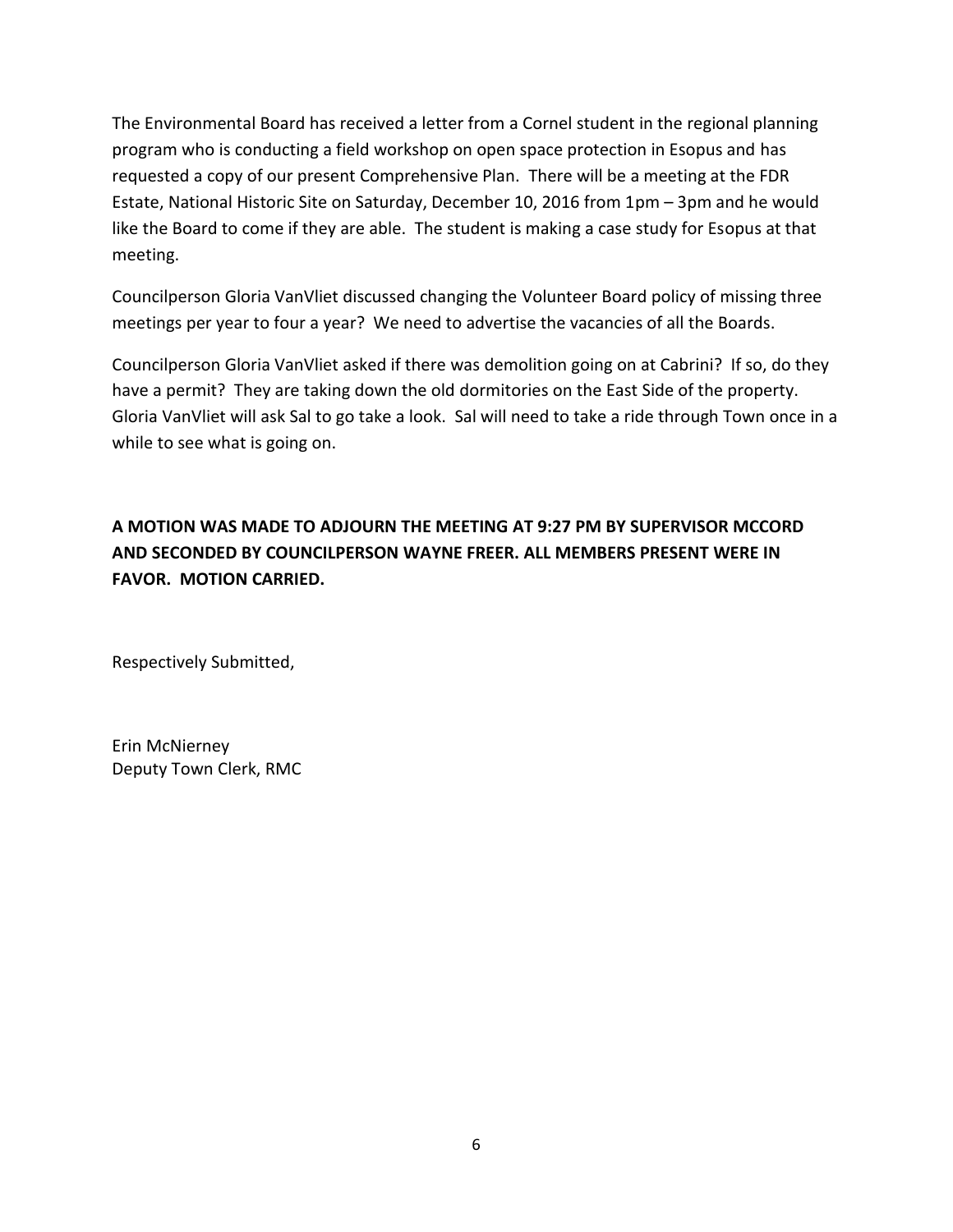The Environmental Board has received a letter from a Cornel student in the regional planning program who is conducting a field workshop on open space protection in Esopus and has requested a copy of our present Comprehensive Plan. There will be a meeting at the FDR Estate, National Historic Site on Saturday, December 10, 2016 from 1pm – 3pm and he would like the Board to come if they are able. The student is making a case study for Esopus at that meeting.

Councilperson Gloria VanVliet discussed changing the Volunteer Board policy of missing three meetings per year to four a year? We need to advertise the vacancies of all the Boards.

Councilperson Gloria VanVliet asked if there was demolition going on at Cabrini? If so, do they have a permit? They are taking down the old dormitories on the East Side of the property. Gloria VanVliet will ask Sal to go take a look. Sal will need to take a ride through Town once in a while to see what is going on.

**A MOTION WAS MADE TO ADJOURN THE MEETING AT 9:27 PM BY SUPERVISOR MCCORD AND SECONDED BY COUNCILPERSON WAYNE FREER. ALL MEMBERS PRESENT WERE IN FAVOR. MOTION CARRIED.**

Respectively Submitted,

Erin McNierney
Deputy Town Clerk, RMC